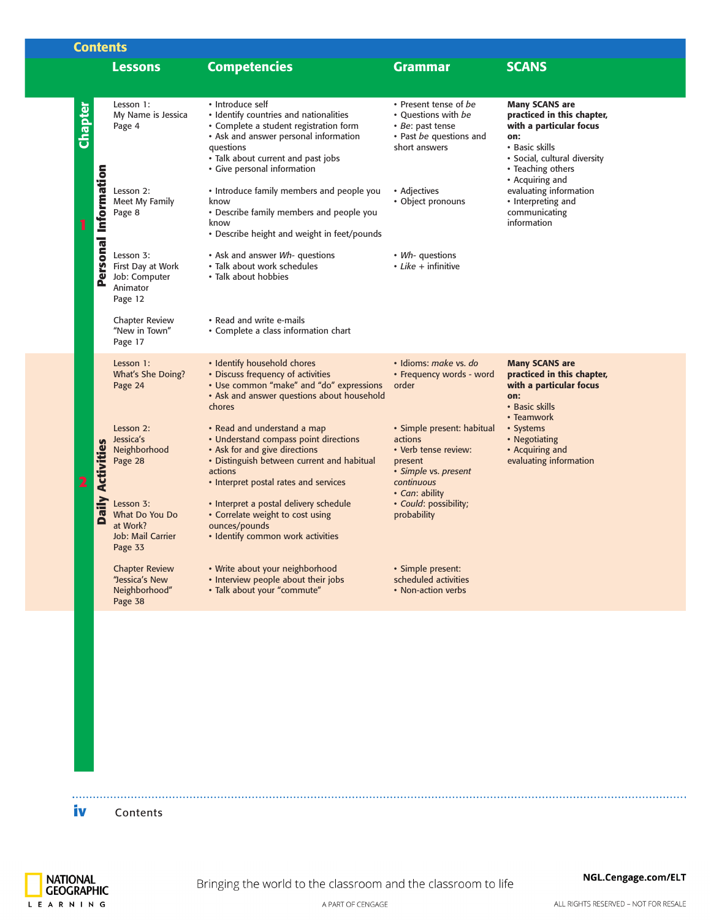# Contents

| Chapter | Lessons | Competencies | Grammar | SCANS |
|---|---|---|---|---|
| 1 Personal Information | Lesson 1: My Name is Jessica Page 4 | • Introduce self<br>• Identify countries and nationalities<br>• Complete a student registration form<br>• Ask and answer personal information questions<br>• Talk about current and past jobs<br>• Give personal information | • Present tense of *be*<br>• Questions with *be*<br>• *Be*: past tense<br>• Past *be* questions and short answers | **Many SCANS are practiced in this chapter, with a particular focus on:**<br>• Basic skills<br>• Social, cultural diversity<br>• Teaching others<br>• Acquiring and evaluating information<br>• Interpreting and communicating information |
| | Lesson 2: Meet My Family Page 8 | • Introduce family members and people you know<br>• Describe family members and people you know<br>• Describe height and weight in feet/pounds | • Adjectives<br>• Object pronouns | |
| | Lesson 3: First Day at Work Job: Computer Animator Page 12 | • Ask and answer *Wh-* questions<br>• Talk about work schedules<br>• Talk about hobbies | • *Wh-* questions<br>• *Like* + infinitive | |
| | Chapter Review "New in Town" Page 17 | • Read and write e-mails<br>• Complete a class information chart | | |
| 2 Daily Activities | Lesson 1: What's She Doing? Page 24 | • Identify household chores<br>• Discuss frequency of activities<br>• Use common "make" and "do" expressions<br>• Ask and answer questions about household chores | • Idioms: *make* vs. *do*<br>• Frequency words - word order | **Many SCANS are practiced in this chapter, with a particular focus on:**<br>• Basic skills<br>• Teamwork<br>• Systems<br>• Negotiating<br>• Acquiring and evaluating information |
| | Lesson 2: Jessica's Neighborhood Page 28 | • Read and understand a map<br>• Understand compass point directions<br>• Ask for and give directions<br>• Distinguish between current and habitual actions<br>• Interpret postal rates and services | • Simple present: habitual actions<br>• Verb tense review: present<br>• *Simple* vs. *present continuous*<br>• *Can*: ability<br>• *Could*: possibility; probability | |
| | Lesson 3: What Do You Do at Work? Job: Mail Carrier Page 33 | • Interpret a postal delivery schedule<br>• Correlate weight to cost using ounces/pounds<br>• Identify common work activities | | |
| | Chapter Review "Jessica's New Neighborhood" Page 38 | • Write about your neighborhood<br>• Interview people about their jobs<br>• Talk about your "commute" | • Simple present: scheduled activities<br>• Non-action verbs | |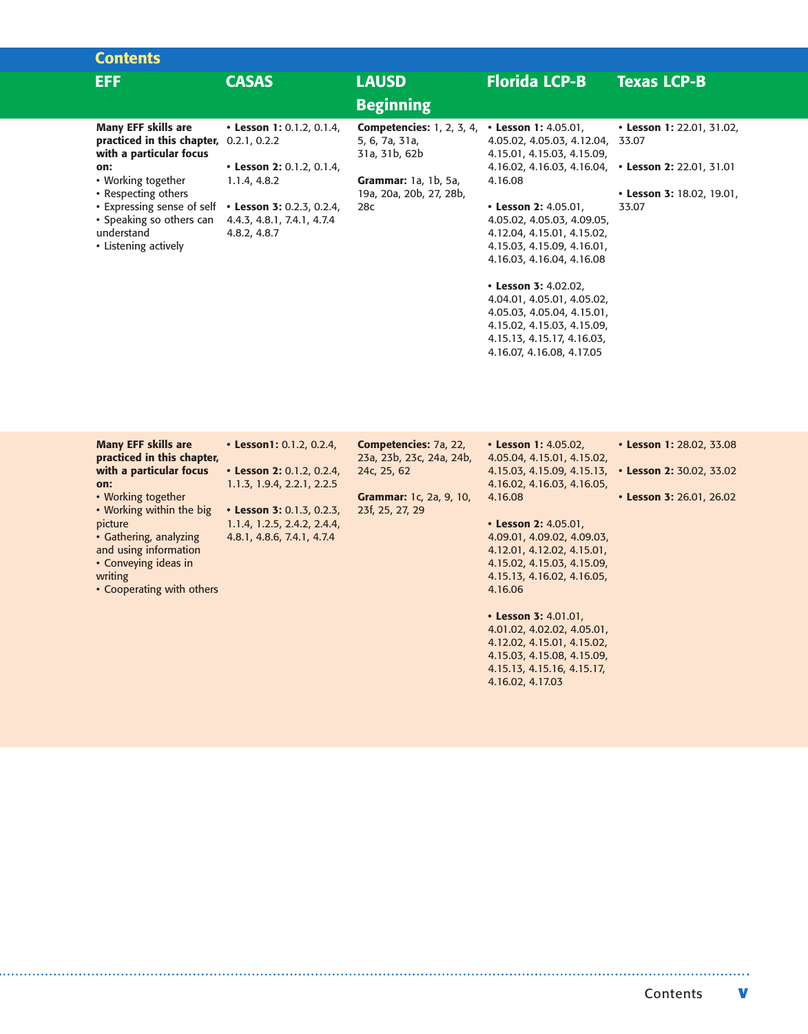## Contents

| EFF | CASAS | LAUSD Beginning | Florida LCP-B | Texas LCP-B |
| --- | --- | --- | --- | --- |
| **Many EFF skills are practiced in this chapter, with a particular focus on:**<br>• Working together<br>• Respecting others<br>• Expressing sense of self<br>• Speaking so others can understand<br>• Listening actively | • **Lesson 1:** 0.1.2, 0.1.4, 0.2.1, 0.2.2<br><br>• **Lesson 2:** 0.1.2, 0.1.4, 1.1.4, 4.8.2<br><br>• **Lesson 3:** 0.2.3, 0.2.4, 4.4.3, 4.8.1, 7.4.1, 4.7.4 4.8.2, 4.8.7 | **Competencies:** 1, 2, 3, 4, 5, 6, 7a, 31a, 31a, 31b, 62b<br><br>**Grammar:** 1a, 1b, 5a, 19a, 20a, 20b, 27, 28b, 28c | • **Lesson 1:** 4.05.01, 4.05.02, 4.05.03, 4.12.04, 4.15.01, 4.15.03, 4.15.09, 4.16.02, 4.16.03, 4.16.04, 4.16.08<br><br>• **Lesson 2:** 4.05.01, 4.05.02, 4.05.03, 4.09.05, 4.12.04, 4.15.01, 4.15.02, 4.15.03, 4.15.09, 4.16.01, 4.16.03, 4.16.04, 4.16.08<br><br>• **Lesson 3:** 4.02.02, 4.04.01, 4.05.01, 4.05.02, 4.05.03, 4.05.04, 4.15.01, 4.15.02, 4.15.03, 4.15.09, 4.15.13, 4.15.17, 4.16.03, 4.16.07, 4.16.08, 4.17.05 | • **Lesson 1:** 22.01, 31.02, 33.07<br><br>• **Lesson 2:** 22.01, 31.01<br><br>• **Lesson 3:** 18.02, 19.01, 33.07 |
| **Many EFF skills are practiced in this chapter, with a particular focus on:**<br>• Working together<br>• Working within the big picture<br>• Gathering, analyzing and using information<br>• Conveying ideas in writing<br>• Cooperating with others | • **Lesson1:** 0.1.2, 0.2.4,<br><br>• **Lesson 2:** 0.1.2, 0.2.4, 1.1.3, 1.9.4, 2.2.1, 2.2.5<br><br>• **Lesson 3:** 0.1.3, 0.2.3, 1.1.4, 1.2.5, 2.4.2, 2.4.4, 4.8.1, 4.8.6, 7.4.1, 4.7.4 | **Competencies:** 7a, 22, 23a, 23b, 23c, 24a, 24b, 24c, 25, 62<br><br>**Grammar:** 1c, 2a, 9, 10, 23f, 25, 27, 29 | • **Lesson 1:** 4.05.02, 4.05.04, 4.15.01, 4.15.02, 4.15.03, 4.15.09, 4.15.13, 4.16.02, 4.16.03, 4.16.05, 4.16.08<br><br>• **Lesson 2:** 4.05.01, 4.09.01, 4.09.02, 4.09.03, 4.12.01, 4.12.02, 4.15.01, 4.15.02, 4.15.03, 4.15.09, 4.15.13, 4.16.02, 4.16.05, 4.16.06<br><br>• **Lesson 3:** 4.01.01, 4.01.02, 4.02.02, 4.05.01, 4.12.02, 4.15.01, 4.15.02, 4.15.03, 4.15.08, 4.15.09, 4.15.13, 4.15.16, 4.15.17, 4.16.02, 4.17.03 | • **Lesson 1:** 28.02, 33.08<br><br>• **Lesson 2:** 30.02, 33.02<br><br>• **Lesson 3:** 26.01, 26.02 |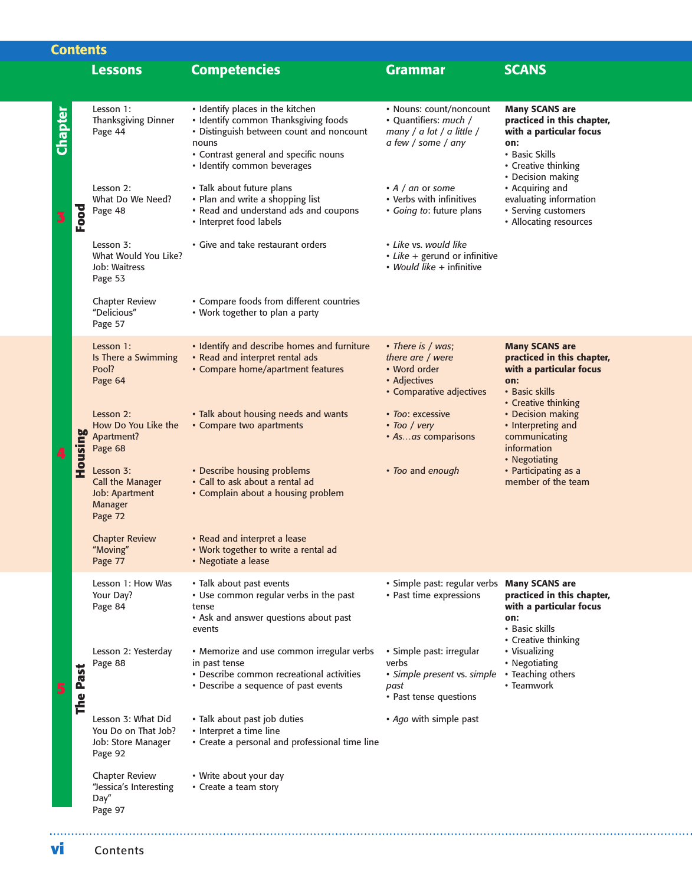# Contents

| Chapter | Lessons | Competencies | Grammar | SCANS |
|---|---|---|---|---|
| 3 Food | Lesson 1: Thanksgiving Dinner Page 44 | • Identify places in the kitchen<br>• Identify common Thanksgiving foods<br>• Distinguish between count and noncount nouns<br>• Contrast general and specific nouns<br>• Identify common beverages | • Nouns: count/noncount<br>• Quantifiers: *much* / *many* / *a lot* / *a little* / *a few* / *some* / *any* | **Many SCANS are practiced in this chapter, with a particular focus on:**<br>• Basic Skills<br>• Creative thinking<br>• Decision making<br>• Acquiring and evaluating information<br>• Serving customers<br>• Allocating resources |
| | Lesson 2: What Do We Need? Page 48 | • Talk about future plans<br>• Plan and write a shopping list<br>• Read and understand ads and coupons<br>• Interpret food labels | • *A* / *an* or *some*<br>• Verbs with infinitives<br>• *Going to*: future plans | |
| | Lesson 3: What Would You Like? Job: Waitress Page 53 | • Give and take restaurant orders | • *Like* vs. *would like*<br>• *Like* + gerund or infinitive<br>• *Would like* + infinitive | |
| | Chapter Review "Delicious" Page 57 | • Compare foods from different countries<br>• Work together to plan a party | | |
| 4 Housing | Lesson 1: Is There a Swimming Pool? Page 64 | • Identify and describe homes and furniture<br>• Read and interpret rental ads<br>• Compare home/apartment features | • *There is* / *was*; *there are* / *were*<br>• Word order<br>• Adjectives<br>• Comparative adjectives | **Many SCANS are practiced in this chapter, with a particular focus on:**<br>• Basic skills<br>• Creative thinking<br>• Decision making<br>• Interpreting and communicating information<br>• Negotiating<br>• Participating as a member of the team |
| | Lesson 2: How Do You Like the Apartment? Page 68 | • Talk about housing needs and wants<br>• Compare two apartments | • *Too*: excessive<br>• *Too* / *very*<br>• *As…as* comparisons | |
| | Lesson 3: Call the Manager Job: Apartment Manager Page 72 | • Describe housing problems<br>• Call to ask about a rental ad<br>• Complain about a housing problem | • *Too* and *enough* | |
| | Chapter Review "Moving" Page 77 | • Read and interpret a lease<br>• Work together to write a rental ad<br>• Negotiate a lease | | |
| 5 The Past | Lesson 1: How Was Your Day? Page 84 | • Talk about past events<br>• Use common regular verbs in the past tense<br>• Ask and answer questions about past events | • Simple past: regular verbs<br>• Past time expressions | **Many SCANS are practiced in this chapter, with a particular focus on:**<br>• Basic skills<br>• Creative thinking<br>• Visualizing<br>• Negotiating<br>• Teaching others<br>• Teamwork |
| | Lesson 2: Yesterday Page 88 | • Memorize and use common irregular verbs in past tense<br>• Describe common recreational activities<br>• Describe a sequence of past events | • Simple past: irregular verbs<br>• *Simple present* vs. *simple past*<br>• Past tense questions | |
| | Lesson 3: What Did You Do on That Job? Job: Store Manager Page 92 | • Talk about past job duties<br>• Interpret a time line<br>• Create a personal and professional time line | • *Ago* with simple past | |
| | Chapter Review "Jessica's Interesting Day" Page 97 | • Write about your day<br>• Create a team story | | |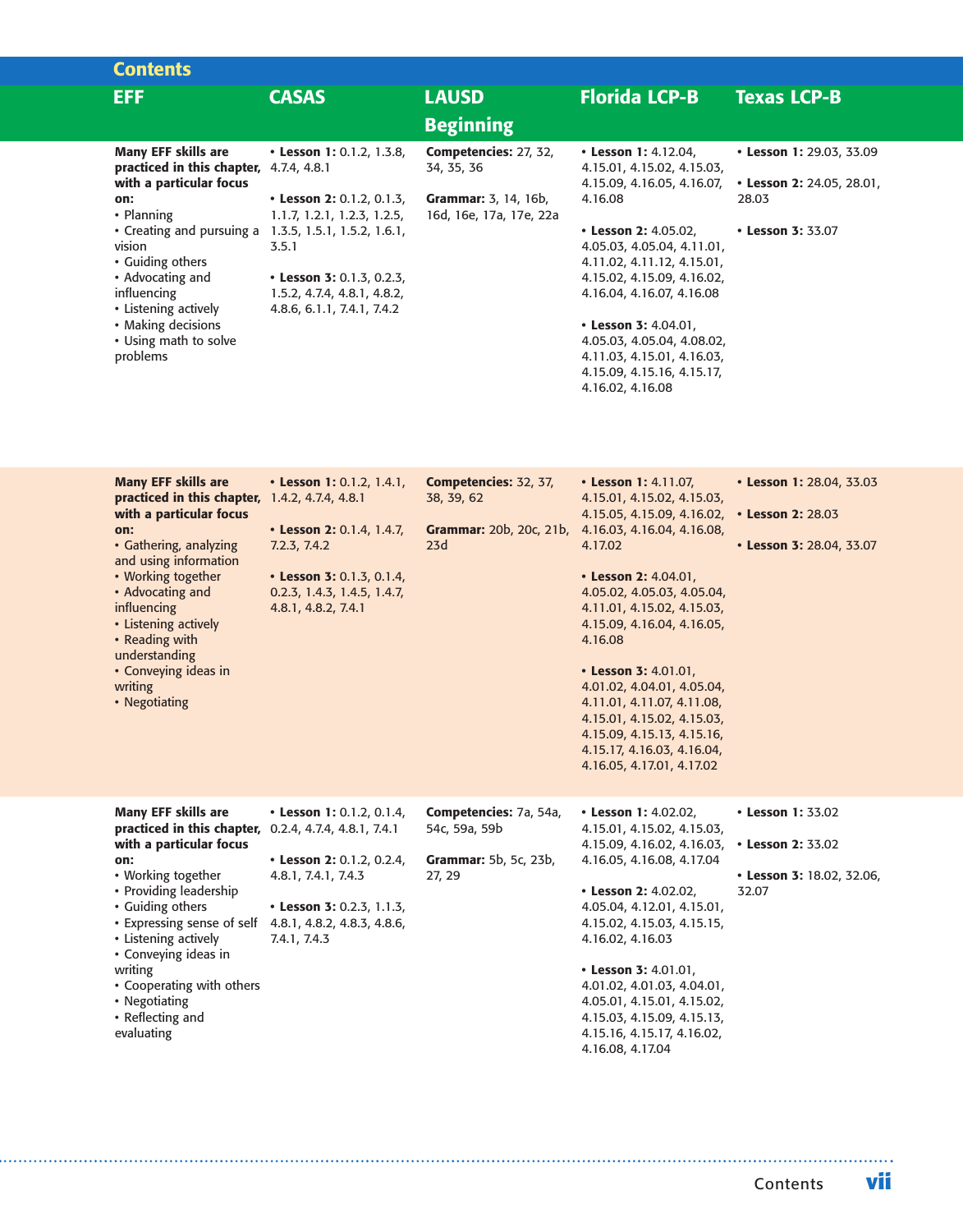## Contents

| EFF | CASAS | LAUSD Beginning | Florida LCP-B | Texas LCP-B |
|---|---|---|---|---|
| **Many EFF skills are practiced in this chapter, with a particular focus on:**<br>• Planning<br>• Creating and pursuing a vision<br>• Guiding others<br>• Advocating and influencing<br>• Listening actively<br>• Making decisions<br>• Using math to solve problems | • **Lesson 1:** 0.1.2, 1.3.8, 4.7.4, 4.8.1<br>• **Lesson 2:** 0.1.2, 0.1.3, 1.1.7, 1.2.1, 1.2.3, 1.2.5, 1.3.5, 1.5.1, 1.5.2, 1.6.1, 3.5.1<br>• **Lesson 3:** 0.1.3, 0.2.3, 1.5.2, 4.7.4, 4.8.1, 4.8.2, 4.8.6, 6.1.1, 7.4.1, 7.4.2 | **Competencies:** 27, 32, 34, 35, 36<br>**Grammar:** 3, 14, 16b, 16d, 16e, 17a, 17e, 22a | • **Lesson 1:** 4.12.04, 4.15.01, 4.15.02, 4.15.03, 4.15.09, 4.16.05, 4.16.07, 4.16.08<br>• **Lesson 2:** 4.05.02, 4.05.03, 4.05.04, 4.11.01, 4.11.02, 4.11.12, 4.15.01, 4.15.02, 4.15.09, 4.16.02, 4.16.04, 4.16.07, 4.16.08<br>• **Lesson 3:** 4.04.01, 4.05.03, 4.05.04, 4.08.02, 4.11.03, 4.15.01, 4.16.03, 4.15.09, 4.15.16, 4.15.17, 4.16.02, 4.16.08 | • **Lesson 1:** 29.03, 33.09<br>• **Lesson 2:** 24.05, 28.01, 28.03<br>• **Lesson 3:** 33.07 |
| **Many EFF skills are practiced in this chapter, with a particular focus on:**<br>• Gathering, analyzing and using information<br>• Working together<br>• Advocating and influencing<br>• Listening actively<br>• Reading with understanding<br>• Conveying ideas in writing<br>• Negotiating | • **Lesson 1:** 0.1.2, 1.4.1, 1.4.2, 4.7.4, 4.8.1<br>• **Lesson 2:** 0.1.4, 1.4.7, 7.2.3, 7.4.2<br>• **Lesson 3:** 0.1.3, 0.1.4, 0.2.3, 1.4.3, 1.4.5, 1.4.7, 4.8.1, 4.8.2, 7.4.1 | **Competencies:** 32, 37, 38, 39, 62<br>**Grammar:** 20b, 20c, 21b, 23d | • **Lesson 1:** 4.11.07, 4.15.01, 4.15.02, 4.15.03, 4.15.05, 4.15.09, 4.16.02, 4.16.03, 4.16.04, 4.16.08, 4.17.02<br>• **Lesson 2:** 4.04.01, 4.05.02, 4.05.03, 4.05.04, 4.11.01, 4.15.02, 4.15.03, 4.15.09, 4.16.04, 4.16.05, 4.16.08<br>• **Lesson 3:** 4.01.01, 4.01.02, 4.04.01, 4.05.04, 4.11.01, 4.11.07, 4.11.08, 4.15.01, 4.15.02, 4.15.03, 4.15.09, 4.15.13, 4.15.16, 4.15.17, 4.16.03, 4.16.04, 4.16.05, 4.17.01, 4.17.02 | • **Lesson 1:** 28.04, 33.03<br>• **Lesson 2:** 28.03<br>• **Lesson 3:** 28.04, 33.07 |
| **Many EFF skills are practiced in this chapter, with a particular focus on:**<br>• Working together<br>• Providing leadership<br>• Guiding others<br>• Expressing sense of self<br>• Listening actively<br>• Conveying ideas in writing<br>• Cooperating with others<br>• Negotiating<br>• Reflecting and evaluating | • **Lesson 1:** 0.1.2, 0.1.4, 0.2.4, 4.7.4, 4.8.1, 7.4.1<br>• **Lesson 2:** 0.1.2, 0.2.4, 4.8.1, 7.4.1, 7.4.3<br>• **Lesson 3:** 0.2.3, 1.1.3, 4.8.1, 4.8.2, 4.8.3, 4.8.6, 7.4.1, 7.4.3 | **Competencies:** 7a, 54a, 54c, 59a, 59b<br>**Grammar:** 5b, 5c, 23b, 27, 29 | • **Lesson 1:** 4.02.02, 4.15.01, 4.15.02, 4.15.03, 4.15.09, 4.16.02, 4.16.03, 4.16.05, 4.16.08, 4.17.04<br>• **Lesson 2:** 4.02.02, 4.05.04, 4.12.01, 4.15.01, 4.15.02, 4.15.03, 4.15.15, 4.16.02, 4.16.03<br>• **Lesson 3:** 4.01.01, 4.01.02, 4.01.03, 4.04.01, 4.05.01, 4.15.01, 4.15.02, 4.15.03, 4.15.09, 4.15.13, 4.15.16, 4.15.17, 4.16.02, 4.16.08, 4.17.04 | • **Lesson 1:** 33.02<br>• **Lesson 2:** 33.02<br>• **Lesson 3:** 18.02, 32.06, 32.07 |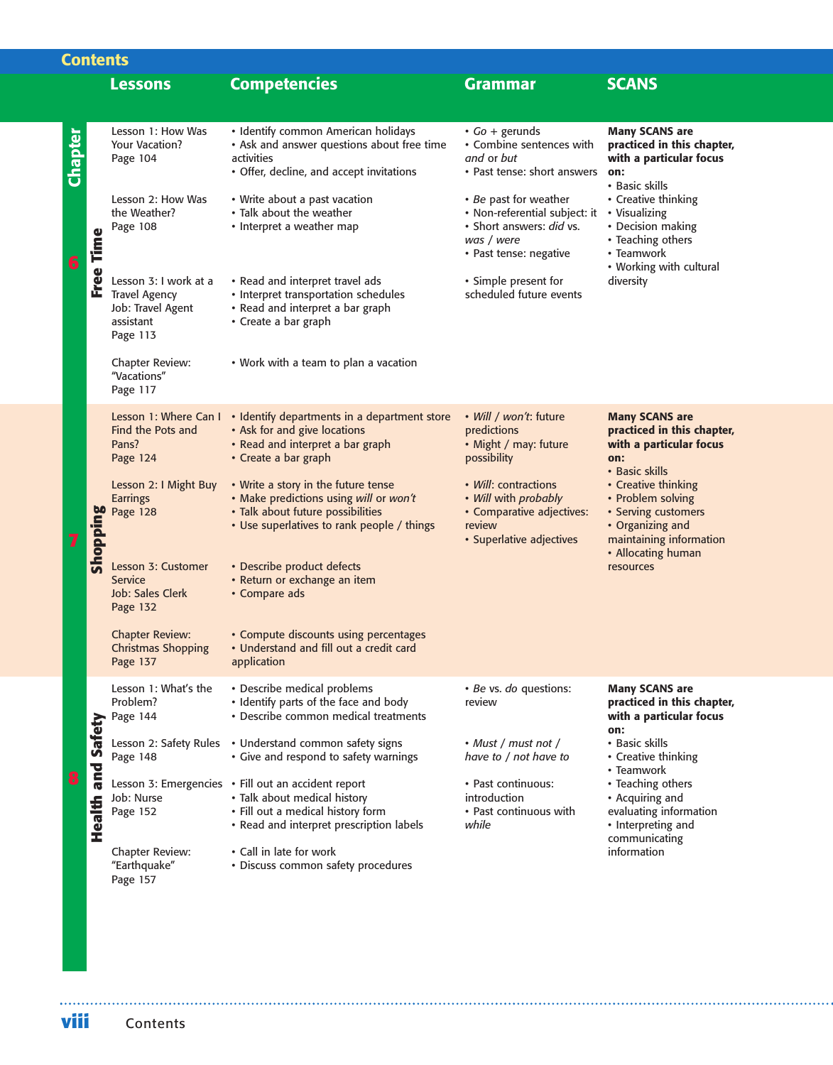## Contents

| Chapter | Lessons | Competencies | Grammar | SCANS |
| --- | --- | --- | --- | --- |
| 6 Free Time | Lesson 1: How Was Your Vacation? Page 104 | • Identify common American holidays<br>• Ask and answer questions about free time activities<br>• Offer, decline, and accept invitations | • *Go* + gerunds<br>• Combine sentences with *and* or *but*<br>• Past tense: short answers | **Many SCANS are practiced in this chapter, with a particular focus on:**<br>• Basic skills<br>• Creative thinking<br>• Visualizing<br>• Decision making<br>• Teaching others<br>• Teamwork<br>• Working with cultural diversity |
| | Lesson 2: How Was the Weather? Page 108 | • Write about a past vacation<br>• Talk about the weather<br>• Interpret a weather map | • *Be* past for weather<br>• Non-referential subject: it<br>• Short answers: *did* vs. *was / were*<br>• Past tense: negative | |
| | Lesson 3: I work at a Travel Agency Job: Travel Agent assistant Page 113 | • Read and interpret travel ads<br>• Interpret transportation schedules<br>• Read and interpret a bar graph<br>• Create a bar graph | • Simple present for scheduled future events | |
| | Chapter Review: "Vacations" Page 117 | • Work with a team to plan a vacation | | |
| 7 Shopping | Lesson 1: Where Can I Find the Pots and Pans? Page 124 | • Identify departments in a department store<br>• Ask for and give locations<br>• Read and interpret a bar graph<br>• Create a bar graph | • *Will / won't*: future predictions<br>• Might / may: future possibility | **Many SCANS are practiced in this chapter, with a particular focus on:**<br>• Basic skills<br>• Creative thinking<br>• Problem solving<br>• Serving customers<br>• Organizing and maintaining information<br>• Allocating human resources |
| | Lesson 2: I Might Buy Earrings Page 128 | • Write a story in the future tense<br>• Make predictions using *will* or *won't*<br>• Talk about future possibilities<br>• Use superlatives to rank people / things | • *Will*: contractions<br>• *Will* with *probably*<br>• Comparative adjectives: review<br>• Superlative adjectives | |
| | Lesson 3: Customer Service Job: Sales Clerk Page 132 | • Describe product defects<br>• Return or exchange an item<br>• Compare ads | | |
| | Chapter Review: Christmas Shopping Page 137 | • Compute discounts using percentages<br>• Understand and fill out a credit card application | | |
| 8 Health and Safety | Lesson 1: What's the Problem? Page 144 | • Describe medical problems<br>• Identify parts of the face and body<br>• Describe common medical treatments | • *Be* vs. *do* questions: review | **Many SCANS are practiced in this chapter, with a particular focus on:**<br>• Basic skills<br>• Creative thinking<br>• Teamwork<br>• Teaching others<br>• Acquiring and evaluating information<br>• Interpreting and communicating information |
| | Lesson 2: Safety Rules Page 148 | • Understand common safety signs<br>• Give and respond to safety warnings | • *Must / must not / have to / not have to* | |
| | Lesson 3: Emergencies Job: Nurse Page 152 | • Fill out an accident report<br>• Talk about medical history<br>• Fill out a medical history form<br>• Read and interpret prescription labels | • Past continuous: introduction<br>• Past continuous with *while* | |
| | Chapter Review: "Earthquake" Page 157 | • Call in late for work<br>• Discuss common safety procedures | | |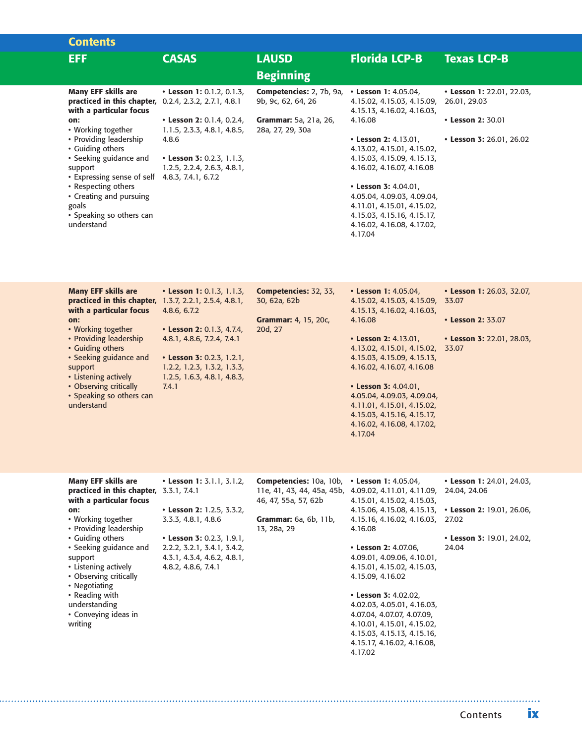## Contents

| EFF | CASAS | LAUSD Beginning | Florida LCP-B | Texas LCP-B |
|---|---|---|---|---|
| **Many EFF skills are practiced in this chapter, with a particular focus on:**<br>• Working together<br>• Providing leadership<br>• Guiding others<br>• Seeking guidance and support<br>• Expressing sense of self<br>• Respecting others<br>• Creating and pursuing goals<br>• Speaking so others can understand | • **Lesson 1:** 0.1.2, 0.1.3, 0.2.4, 2.3.2, 2.7.1, 4.8.1<br><br>• **Lesson 2:** 0.1.4, 0.2.4, 1.1.5, 2.3.3, 4.8.1, 4.8.5, 4.8.6<br><br>• **Lesson 3:** 0.2.3, 1.1.3, 1.2.5, 2.2.4, 2.6.3, 4.8.1, 4.8.3, 7.4.1, 6.7.2 | **Competencies:** 2, 7b, 9a, 9b, 9c, 62, 64, 26<br><br>**Grammar:** 5a, 21a, 26, 28a, 27, 29, 30a | • **Lesson 1:** 4.05.04, 4.15.02, 4.15.03, 4.15.09, 4.15.13, 4.16.02, 4.16.03, 4.16.08<br><br>• **Lesson 2:** 4.13.01, 4.13.02, 4.15.01, 4.15.02, 4.15.03, 4.15.09, 4.15.13, 4.16.02, 4.16.07, 4.16.08<br><br>• **Lesson 3:** 4.04.01, 4.05.04, 4.09.03, 4.09.04, 4.11.01, 4.15.01, 4.15.02, 4.15.03, 4.15.16, 4.15.17, 4.16.02, 4.16.08, 4.17.02, 4.17.04 | • **Lesson 1:** 22.01, 22.03, 26.01, 29.03<br><br>• **Lesson 2:** 30.01<br><br>• **Lesson 3:** 26.01, 26.02 |
| **Many EFF skills are practiced in this chapter, with a particular focus on:**<br>• Working together<br>• Providing leadership<br>• Guiding others<br>• Seeking guidance and support<br>• Listening actively<br>• Observing critically<br>• Speaking so others can understand | • **Lesson 1:** 0.1.3, 1.1.3, 1.3.7, 2.2.1, 2.5.4, 4.8.1, 4.8.6, 6.7.2<br><br>• **Lesson 2:** 0.1.3, 4.7.4, 4.8.1, 4.8.6, 7.2.4, 7.4.1<br><br>• **Lesson 3:** 0.2.3, 1.2.1, 1.2.2, 1.2.3, 1.3.2, 1.3.3, 1.2.5, 1.6.3, 4.8.1, 4.8.3, 7.4.1 | **Competencies:** 32, 33, 30, 62a, 62b<br><br>**Grammar:** 4, 15, 20c, 20d, 27 | • **Lesson 1:** 4.05.04, 4.15.02, 4.15.03, 4.15.09, 4.15.13, 4.16.02, 4.16.03, 4.16.08<br><br>• **Lesson 2:** 4.13.01, 4.13.02, 4.15.01, 4.15.02, 4.15.03, 4.15.09, 4.15.13, 4.16.02, 4.16.07, 4.16.08<br><br>• **Lesson 3:** 4.04.01, 4.05.04, 4.09.03, 4.09.04, 4.11.01, 4.15.01, 4.15.02, 4.15.03, 4.15.16, 4.15.17, 4.16.02, 4.16.08, 4.17.02, 4.17.04 | • **Lesson 1:** 26.03, 32.07, 33.07<br><br>• **Lesson 2:** 33.07<br><br>• **Lesson 3:** 22.01, 28.03, 33.07 |
| **Many EFF skills are practiced in this chapter, with a particular focus on:**<br>• Working together<br>• Providing leadership<br>• Guiding others<br>• Seeking guidance and support<br>• Listening actively<br>• Observing critically<br>• Negotiating<br>• Reading with understanding<br>• Conveying ideas in writing | • **Lesson 1:** 3.1.1, 3.1.2, 3.3.1, 7.4.1<br><br>• **Lesson 2:** 1.2.5, 3.3.2, 3.3.3, 4.8.1, 4.8.6<br><br>• **Lesson 3:** 0.2.3, 1.9.1, 2.2.2, 3.2.1, 3.4.1, 3.4.2, 4.3.1, 4.3.4, 4.6.2, 4.8.1, 4.8.2, 4.8.6, 7.4.1 | **Competencies:** 10a, 10b, 11e, 41, 43, 44, 45a, 45b, 46, 47, 55a, 57, 62b<br><br>**Grammar:** 6a, 6b, 11b, 13, 28a, 29 | • **Lesson 1:** 4.05.04, 4.09.02, 4.11.01, 4.11.09, 4.15.01, 4.15.02, 4.15.03, 4.15.06, 4.15.08, 4.15.13, 4.15.16, 4.16.02, 4.16.03, 4.16.08<br><br>• **Lesson 2:** 4.07.06, 4.09.01, 4.09.06, 4.10.01, 4.15.01, 4.15.02, 4.15.03, 4.15.09, 4.16.02<br><br>• **Lesson 3:** 4.02.02, 4.02.03, 4.05.01, 4.16.03, 4.07.04, 4.07.07, 4.07.09, 4.10.01, 4.15.01, 4.15.02, 4.15.03, 4.15.13, 4.15.16, 4.15.17, 4.16.02, 4.16.08, 4.17.02 | • **Lesson 1:** 24.01, 24.03, 24.04, 24.06<br><br>• **Lesson 2:** 19.01, 26.06, 27.02<br><br>• **Lesson 3:** 19.01, 24.02, 24.04 |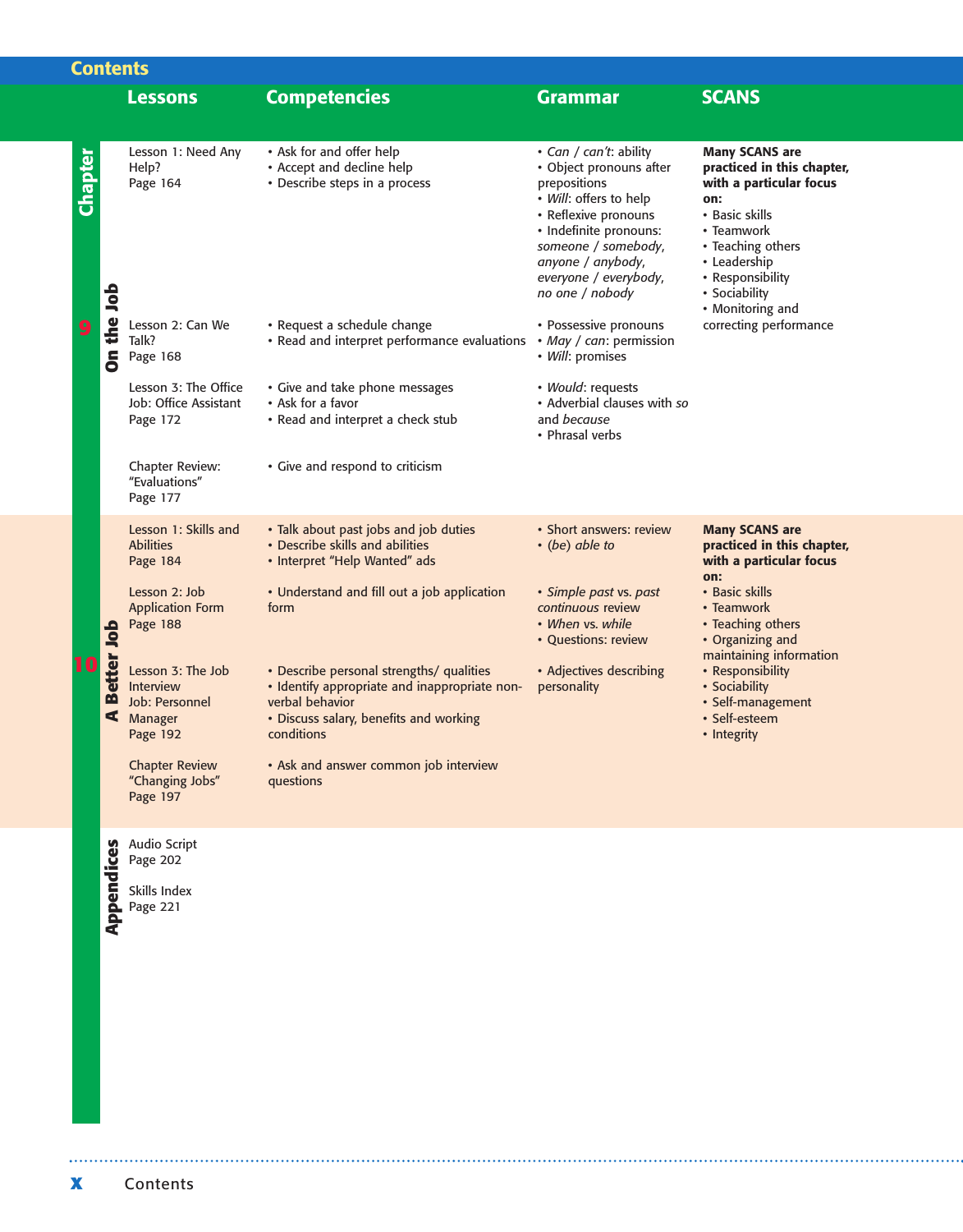# Contents

| Chapter | Lessons | Competencies | Grammar | SCANS |
|---|---|---|---|---|
| 9 On the Job | Lesson 1: Need Any Help? Page 164 | • Ask for and offer help<br>• Accept and decline help<br>• Describe steps in a process | • *Can* / *can't*: ability<br>• Object pronouns after prepositions<br>• *Will*: offers to help<br>• Reflexive pronouns<br>• Indefinite pronouns: *someone* / *somebody*, *anyone* / *anybody*, *everyone* / *everybody*, *no one* / *nobody* | **Many SCANS are practiced in this chapter, with a particular focus on:**<br>• Basic skills<br>• Teamwork<br>• Teaching others<br>• Leadership<br>• Responsibility<br>• Sociability<br>• Monitoring and correcting performance |
| | Lesson 2: Can We Talk? Page 168 | • Request a schedule change<br>• Read and interpret performance evaluations | • Possessive pronouns<br>• *May* / *can*: permission<br>• *Will*: promises | |
| | Lesson 3: The Office Job: Office Assistant Page 172 | • Give and take phone messages<br>• Ask for a favor<br>• Read and interpret a check stub | • *Would*: requests<br>• Adverbial clauses with *so* and *because*<br>• Phrasal verbs | |
| | Chapter Review: "Evaluations" Page 177 | • Give and respond to criticism | | |
| 10 A Better Job | Lesson 1: Skills and Abilities Page 184 | • Talk about past jobs and job duties<br>• Describe skills and abilities<br>• Interpret "Help Wanted" ads | • Short answers: review<br>• *(be) able to* | **Many SCANS are practiced in this chapter, with a particular focus on:**<br>• Basic skills<br>• Teamwork<br>• Teaching others<br>• Organizing and maintaining information<br>• Responsibility<br>• Sociability<br>• Self-management<br>• Self-esteem<br>• Integrity |
| | Lesson 2: Job Application Form Page 188 | • Understand and fill out a job application form | • *Simple past* vs. *past continuous* review<br>• *When* vs. *while*<br>• Questions: review | |
| | Lesson 3: The Job Interview Job: Personnel Manager Page 192 | • Describe personal strengths/ qualities<br>• Identify appropriate and inappropriate non-verbal behavior<br>• Discuss salary, benefits and working conditions | • Adjectives describing personality | |
| | Chapter Review "Changing Jobs" Page 197 | • Ask and answer common job interview questions | | |
| Appendices | Audio Script Page 202<br><br>Skills Index Page 221 | | | |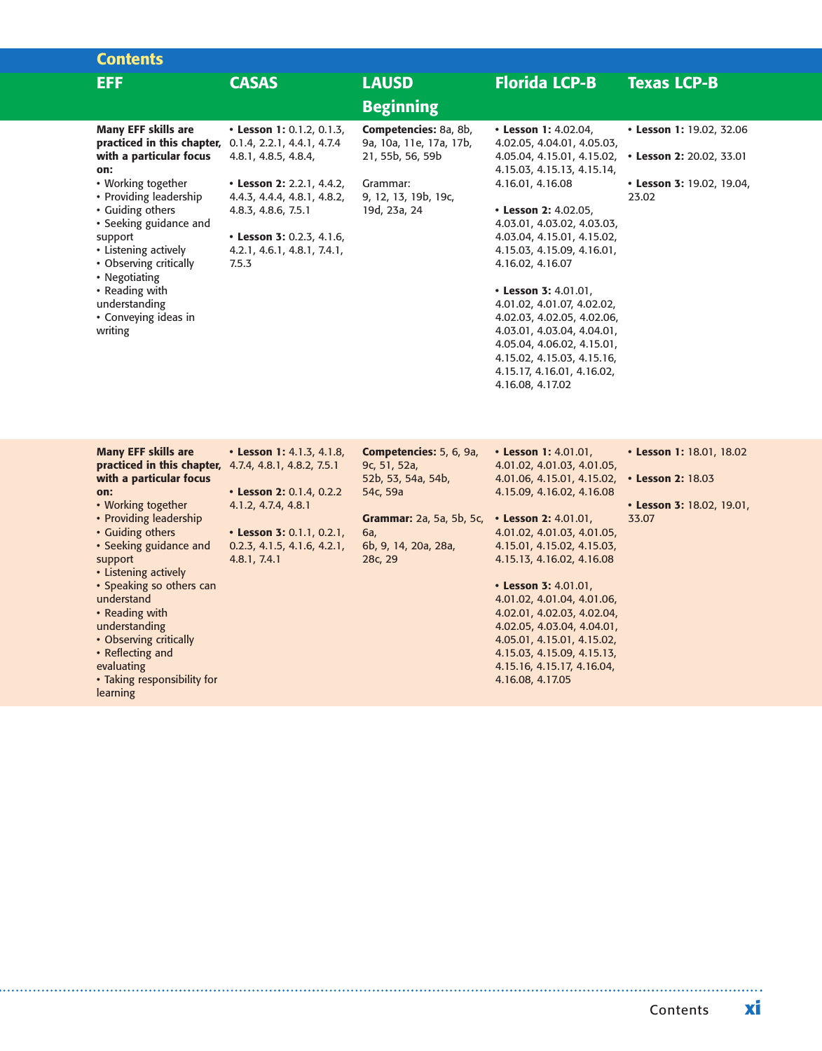## Contents

| EFF | CASAS | LAUSD Beginning | Florida LCP-B | Texas LCP-B |
|---|---|---|---|---|
| **Many EFF skills are practiced in this chapter, with a particular focus on:**<br>• Working together<br>• Providing leadership<br>• Guiding others<br>• Seeking guidance and support<br>• Listening actively<br>• Observing critically<br>• Negotiating<br>• Reading with understanding<br>• Conveying ideas in writing | • **Lesson 1:** 0.1.2, 0.1.3, 0.1.4, 2.2.1, 4.4.1, 4.7.4 4.8.1, 4.8.5, 4.8.4,<br><br>• **Lesson 2:** 2.2.1, 4.4.2, 4.4.3, 4.4.4, 4.8.1, 4.8.2, 4.8.3, 4.8.6, 7.5.1<br><br>• **Lesson 3:** 0.2.3, 4.1.6, 4.2.1, 4.6.1, 4.8.1, 7.4.1, 7.5.3 | **Competencies:** 8a, 8b, 9a, 10a, 11e, 17a, 17b, 21, 55b, 56, 59b<br><br>Grammar: 9, 12, 13, 19b, 19c, 19d, 23a, 24 | • **Lesson 1:** 4.02.04, 4.02.05, 4.04.01, 4.05.03, 4.05.04, 4.15.01, 4.15.02, 4.15.03, 4.15.13, 4.15.14, 4.16.01, 4.16.08<br><br>• **Lesson 2:** 4.02.05, 4.03.01, 4.03.02, 4.03.03, 4.03.04, 4.15.01, 4.15.02, 4.15.03, 4.15.09, 4.16.01, 4.16.02, 4.16.07<br><br>• **Lesson 3:** 4.01.01, 4.01.02, 4.01.07, 4.02.02, 4.02.03, 4.02.05, 4.02.06, 4.03.01, 4.03.04, 4.04.01, 4.05.04, 4.06.02, 4.15.01, 4.15.02, 4.15.03, 4.15.16, 4.15.17, 4.16.01, 4.16.02, 4.16.08, 4.17.02 | • **Lesson 1:** 19.02, 32.06<br><br>• **Lesson 2:** 20.02, 33.01<br><br>• **Lesson 3:** 19.02, 19.04, 23.02 |
| **Many EFF skills are practiced in this chapter, with a particular focus on:**<br>• Working together<br>• Providing leadership<br>• Guiding others<br>• Seeking guidance and support<br>• Listening actively<br>• Speaking so others can understand<br>• Reading with understanding<br>• Observing critically<br>• Reflecting and evaluating<br>• Taking responsibility for learning | • **Lesson 1:** 4.1.3, 4.1.8, 4.7.4, 4.8.1, 4.8.2, 7.5.1<br><br>• **Lesson 2:** 0.1.4, 0.2.2 4.1.2, 4.7.4, 4.8.1<br><br>• **Lesson 3:** 0.1.1, 0.2.1, 0.2.3, 4.1.5, 4.1.6, 4.2.1, 4.8.1, 7.4.1 | **Competencies:** 5, 6, 9a, 9c, 51, 52a, 52b, 53, 54a, 54b, 54c, 59a<br><br>**Grammar:** 2a, 5a, 5b, 5c, 6a, 6b, 9, 14, 20a, 28a, 28c, 29 | • **Lesson 1:** 4.01.01, 4.01.02, 4.01.03, 4.01.05, 4.01.06, 4.15.01, 4.15.02, 4.15.09, 4.16.02, 4.16.08<br><br>• **Lesson 2:** 4.01.01, 4.01.02, 4.01.03, 4.01.05, 4.15.01, 4.15.02, 4.15.03, 4.15.13, 4.16.02, 4.16.08<br><br>• **Lesson 3:** 4.01.01, 4.01.02, 4.01.04, 4.01.06, 4.02.01, 4.02.03, 4.02.04, 4.02.05, 4.03.04, 4.04.01, 4.05.01, 4.15.01, 4.15.02, 4.15.03, 4.15.09, 4.15.13, 4.15.16, 4.15.17, 4.16.04, 4.16.08, 4.17.05 | • **Lesson 1:** 18.01, 18.02<br><br>• **Lesson 2:** 18.03<br><br>• **Lesson 3:** 18.02, 19.01, 33.07 |